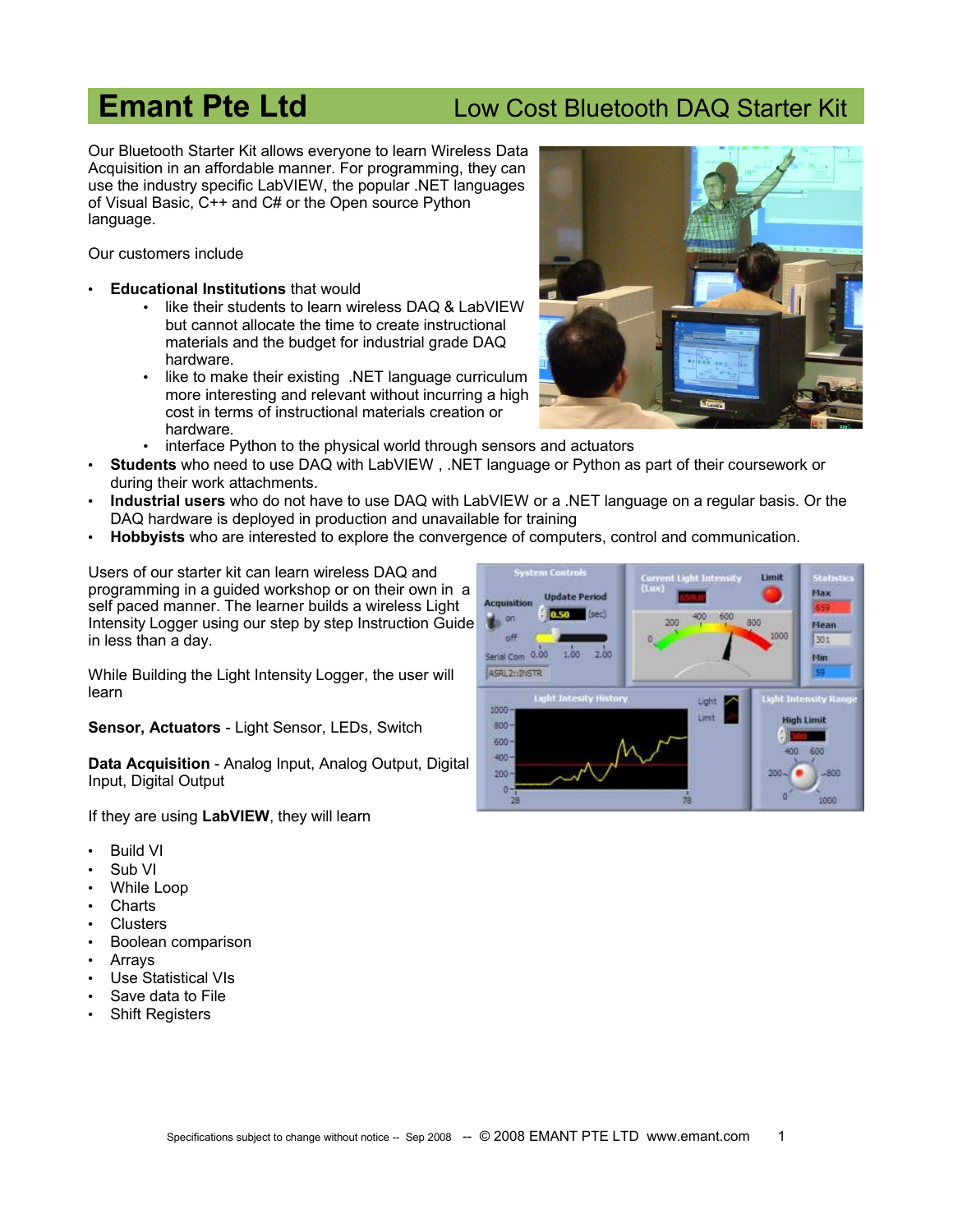# Emant Pte Ltd

## Low Cost Bluetooth DAQ Starter Kit

Our Bluetooth Starter Kit allows everyone to learn Wireless Data Acquisition in an affordable manner. For programming, they can use the industry specific LabVIEW, the popular .NET languages of Visual Basic, C++ and C# or the Open source Python language.

Our customers include

- **Educational Institutions** that would
  - like their students to learn wireless DAQ & LabVIEW but cannot allocate the time to create instructional materials and the budget for industrial grade DAQ hardware.
  - like to make their existing .NET language curriculum more interesting and relevant without incurring a high cost in terms of instructional materials creation or hardware.
  - interface Python to the physical world through sensors and actuators
- **Students** who need to use DAQ with LabVIEW , .NET language or Python as part of their coursework or during their work attachments.
- **Industrial users** who do not have to use DAQ with LabVIEW or a .NET language on a regular basis. Or the DAQ hardware is deployed in production and unavailable for training
- **Hobbyists** who are interested to explore the convergence of computers, control and communication.

Users of our starter kit can learn wireless DAQ and programming in a guided workshop or on their own in a self paced manner. The learner builds a wireless Light Intensity Logger using our step by step Instruction Guide in less than a day.

While Building the Light Intensity Logger, the user will learn

**Sensor, Actuators** - Light Sensor, LEDs, Switch

**Data Acquisition** - Analog Input, Analog Output, Digital Input, Digital Output

If they are using **LABVIEW**, they will learn

- Build VI
- Sub VI
- While Loop
- Charts
- Clusters
- Boolean comparison
- Arrays
- Use Statistical VIs
- Save data to File
- Shift Registers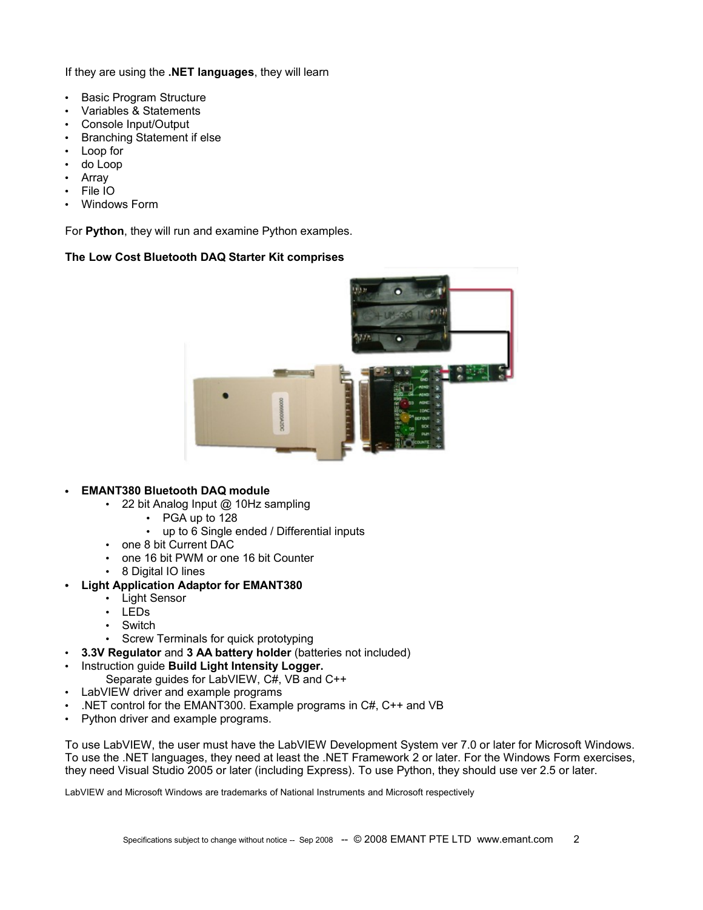If they are using the **.NET languages**, they will learn

- Basic Program Structure
- Variables & Statements
- Console Input/Output
- Branching Statement if else
- Loop for
- do Loop
- Array
- File IO
- Windows Form

For **Python**, they will run and examine Python examples.

**The Low Cost Bluetooth DAQ Starter Kit comprises**

- **EMANT380 Bluetooth DAQ module**
  - 22 bit Analog Input @ 10Hz sampling
    - PGA up to 128
    - up to 6 Single ended / Differential inputs
  - one 8 bit Current DAC
  - one 16 bit PWM or one 16 bit Counter
  - 8 Digital IO lines
- **Light Application Adaptor for EMANT380**
  - Light Sensor
  - LEDs
  - Switch
  - Screw Terminals for quick prototyping
- **3.3V Regulator** and **3 AA battery holder** (batteries not included)
- Instruction guide **Build Light Intensity Logger.**
  Separate guides for LabVIEW, C#, VB and C++
- LabVIEW driver and example programs
- .NET control for the EMANT300. Example programs in C#, C++ and VB
- Python driver and example programs.

To use LabVIEW, the user must have the LabVIEW Development System ver 7.0 or later for Microsoft Windows. To use the .NET languages, they need at least the .NET Framework 2 or later. For the Windows Form exercises, they need Visual Studio 2005 or later (including Express). To use Python, they should use ver 2.5 or later.

LabVIEW and Microsoft Windows are trademarks of National Instruments and Microsoft respectively